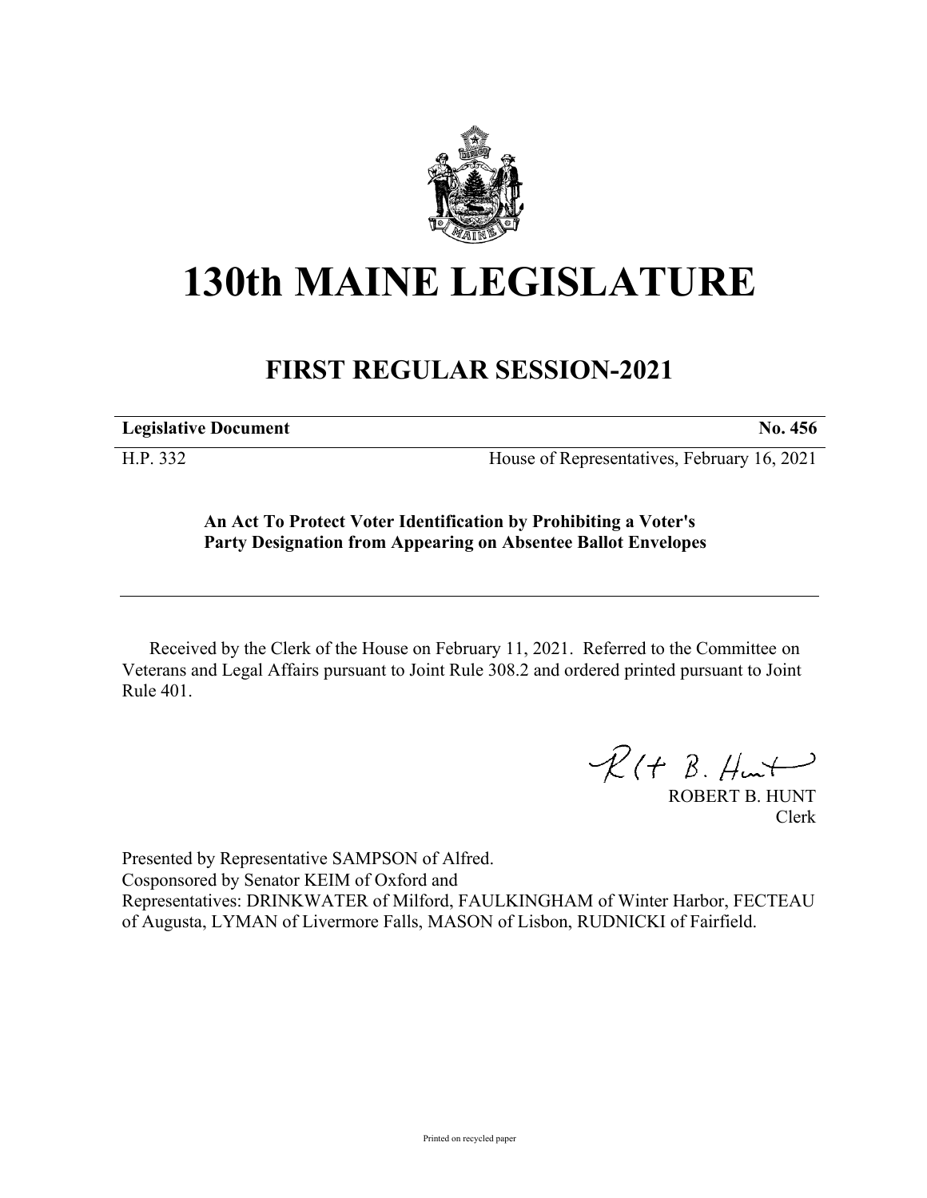# 130th MAINE LEGISLATURE

## FIRST REGULAR SESSION-2021

**Legislative Document** **No. 456**

H.P. 332 House of Representatives, February 16, 2021

**An Act To Protect Voter Identification by Prohibiting a Voter's Party Designation from Appearing on Absentee Ballot Envelopes**

Received by the Clerk of the House on February 11, 2021. Referred to the Committee on Veterans and Legal Affairs pursuant to Joint Rule 308.2 and ordered printed pursuant to Joint Rule 401.

ROBERT B. HUNT
Clerk

Presented by Representative SAMPSON of Alfred.
Cosponsored by Senator KEIM of Oxford and
Representatives: DRINKWATER of Milford, FAULKINGHAM of Winter Harbor, FECTEAU of Augusta, LYMAN of Livermore Falls, MASON of Lisbon, RUDNICKI of Fairfield.

Printed on recycled paper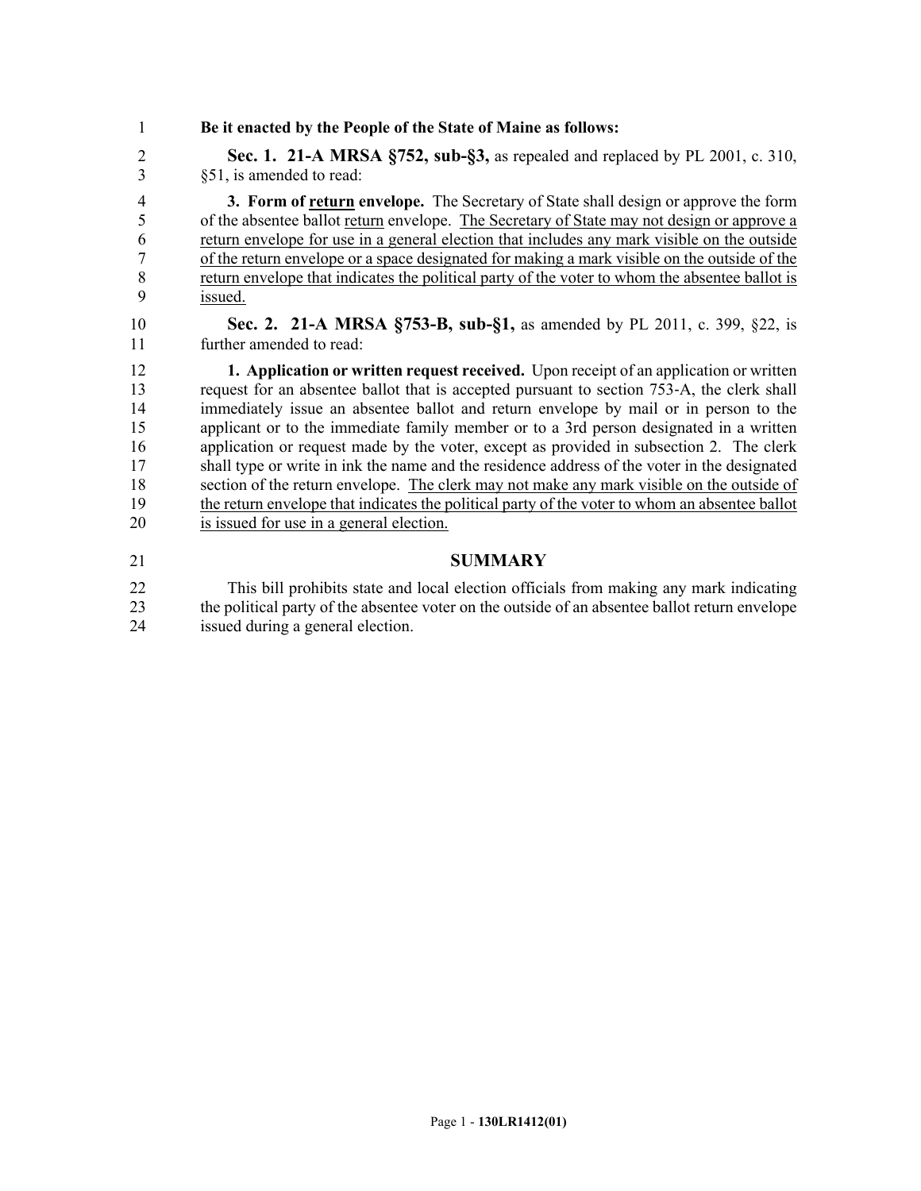**Be it enacted by the People of the State of Maine as follows:**

**Sec. 1. 21-A MRSA §752, sub-§3,** as repealed and replaced by PL 2001, c. 310, §51, is amended to read:

**3. Form of return envelope.** The Secretary of State shall design or approve the form of the absentee ballot return envelope. The Secretary of State may not design or approve a return envelope for use in a general election that includes any mark visible on the outside of the return envelope or a space designated for making a mark visible on the outside of the return envelope that indicates the political party of the voter to whom the absentee ballot is issued.

**Sec. 2. 21-A MRSA §753-B, sub-§1,** as amended by PL 2011, c. 399, §22, is further amended to read:

**1. Application or written request received.** Upon receipt of an application or written request for an absentee ballot that is accepted pursuant to section 753-A, the clerk shall immediately issue an absentee ballot and return envelope by mail or in person to the applicant or to the immediate family member or to a 3rd person designated in a written application or request made by the voter, except as provided in subsection 2. The clerk shall type or write in ink the name and the residence address of the voter in the designated section of the return envelope. The clerk may not make any mark visible on the outside of the return envelope that indicates the political party of the voter to whom an absentee ballot is issued for use in a general election.

## SUMMARY

This bill prohibits state and local election officials from making any mark indicating the political party of the absentee voter on the outside of an absentee ballot return envelope issued during a general election.